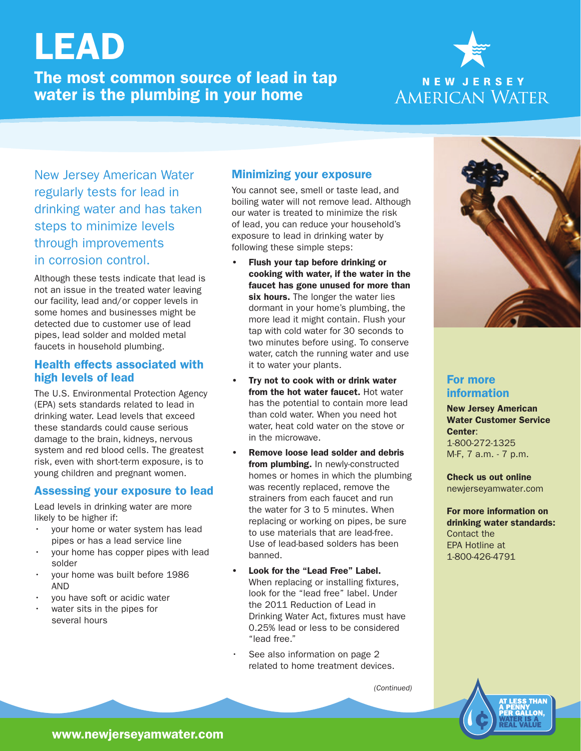# LEAD

## The most common source of lead in tap water is the plumbing in your home

New Jersey American Water regularly tests for lead in drinking water and has taken steps to minimize levels through improvements in corrosion control.

Although these tests indicate that lead is not an issue in the treated water leaving our facility, lead and/or copper levels in some homes and businesses might be detected due to customer use of lead pipes, lead solder and molded metal faucets in household plumbing.

### Health effects associated with high levels of lead

The U.S. Environmental Protection Agency (EPA) sets standards related to lead in drinking water. Lead levels that exceed these standards could cause serious damage to the brain, kidneys, nervous system and red blood cells. The greatest risk, even with short-term exposure, is to young children and pregnant women.

### Assessing your exposure to lead

Lead levels in drinking water are more likely to be higher if:

- your home or water system has lead pipes or has a lead service line
- your home has copper pipes with lead solder
- your home was built before 1986 AND
- you have soft or acidic water
- water sits in the pipes for several hours

### Minimizing your exposure

You cannot see, smell or taste lead, and boiling water will not remove lead. Although our water is treated to minimize the risk of lead, you can reduce your household's exposure to lead in drinking water by following these simple steps:

- **Flush your tap before drinking or cooking with water, if the water in the faucet has gone unused for more than six hours.** The longer the water lies dormant in your home's plumbing, the more lead it might contain. Flush your tap with cold water for 30 seconds to two minutes before using. To conserve water, catch the running water and use it to water your plants.
- **Try not to cook with or drink water from the hot water faucet.** Hot water has the potential to contain more lead than cold water. When you need hot water, heat cold water on the stove or in the microwave.
- **Remove loose lead solder and debris from plumbing.** In newly-constructed homes or homes in which the plumbing was recently replaced, remove the strainers from each faucet and run the water for 3 to 5 minutes. When replacing or working on pipes, be sure to use materials that are lead-free. Use of lead-based solders has been banned.
- **Look for the "Lead Free" Label.** When replacing or installing fixtures, look for the "lead free" label. Under the 2011 Reduction of Lead in Drinking Water Act, fixtures must have 0.25% lead or less to be considered "lead free."
- See also information on page 2 related to home treatment devices.

*(Continued)*

### For more information

**New Jersey American Water Customer Service Center**:
1-800-272-1325
M-F, 7 a.m. - 7 p.m.

**Check us out online**
newjerseyamwater.com

**For more information on drinking water standards:**
Contact the EPA Hotline at 1-800-426-4791

AT LESS THAN A PENNY PER GALLON, WATER IS A REAL VALUE

www.newjerseyamwater.com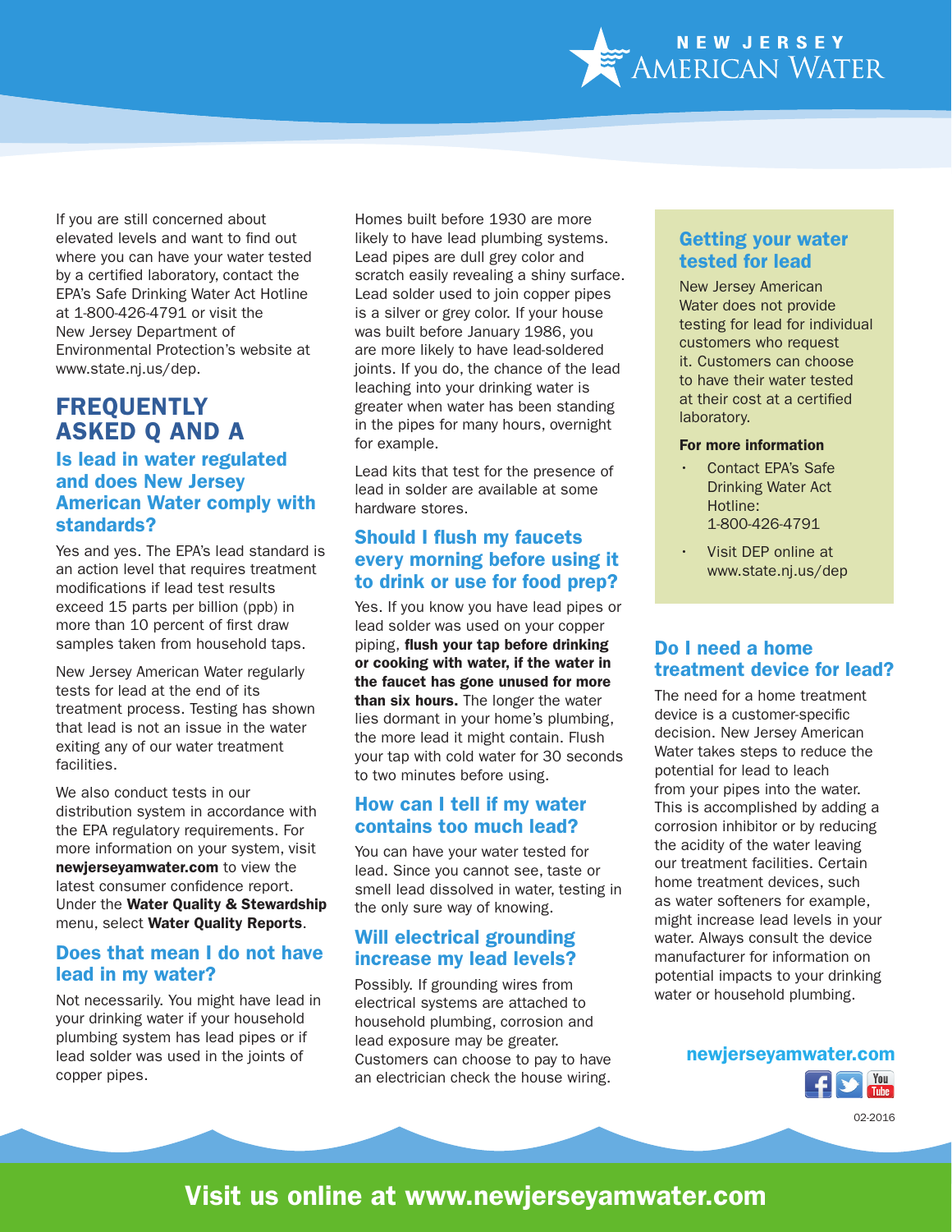If you are still concerned about elevated levels and want to find out where you can have your water tested by a certified laboratory, contact the EPA's Safe Drinking Water Act Hotline at 1-800-426-4791 or visit the New Jersey Department of Environmental Protection's website at www.state.nj.us/dep.

# FREQUENTLY ASKED Q AND A

## Is lead in water regulated and does New Jersey American Water comply with standards?

Yes and yes. The EPA's lead standard is an action level that requires treatment modifications if lead test results exceed 15 parts per billion (ppb) in more than 10 percent of first draw samples taken from household taps.

New Jersey American Water regularly tests for lead at the end of its treatment process. Testing has shown that lead is not an issue in the water exiting any of our water treatment facilities.

We also conduct tests in our distribution system in accordance with the EPA regulatory requirements. For more information on your system, visit **newjerseyamwater.com** to view the latest consumer confidence report. Under the **Water Quality & Stewardship** menu, select **Water Quality Reports**.

## Does that mean I do not have lead in my water?

Not necessarily. You might have lead in your drinking water if your household plumbing system has lead pipes or if lead solder was used in the joints of copper pipes.

Homes built before 1930 are more likely to have lead plumbing systems. Lead pipes are dull grey color and scratch easily revealing a shiny surface. Lead solder used to join copper pipes is a silver or grey color. If your house was built before January 1986, you are more likely to have lead-soldered joints. If you do, the chance of the lead leaching into your drinking water is greater when water has been standing in the pipes for many hours, overnight for example.

Lead kits that test for the presence of lead in solder are available at some hardware stores.

## Should I flush my faucets every morning before using it to drink or use for food prep?

Yes. If you know you have lead pipes or lead solder was used on your copper piping, **flush your tap before drinking or cooking with water, if the water in the faucet has gone unused for more than six hours.** The longer the water lies dormant in your home's plumbing, the more lead it might contain. Flush your tap with cold water for 30 seconds to two minutes before using.

## How can I tell if my water contains too much lead?

You can have your water tested for lead. Since you cannot see, taste or smell lead dissolved in water, testing in the only sure way of knowing.

## Will electrical grounding increase my lead levels?

Possibly. If grounding wires from electrical systems are attached to household plumbing, corrosion and lead exposure may be greater. Customers can choose to pay to have an electrician check the house wiring.

## Getting your water tested for lead

New Jersey American Water does not provide testing for lead for individual customers who request it. Customers can choose to have their water tested at their cost at a certified laboratory.

**For more information**

- Contact EPA's Safe Drinking Water Act Hotline: 1-800-426-4791
- Visit DEP online at www.state.nj.us/dep

## Do I need a home treatment device for lead?

The need for a home treatment device is a customer-specific decision. New Jersey American Water takes steps to reduce the potential for lead to leach from your pipes into the water. This is accomplished by adding a corrosion inhibitor or by reducing the acidity of the water leaving our treatment facilities. Certain home treatment devices, such as water softeners for example, might increase lead levels in your water. Always consult the device manufacturer for information on potential impacts to your drinking water or household plumbing.

newjerseyamwater.com

02-2016

**Visit us online at www.newjerseyamwater.com**